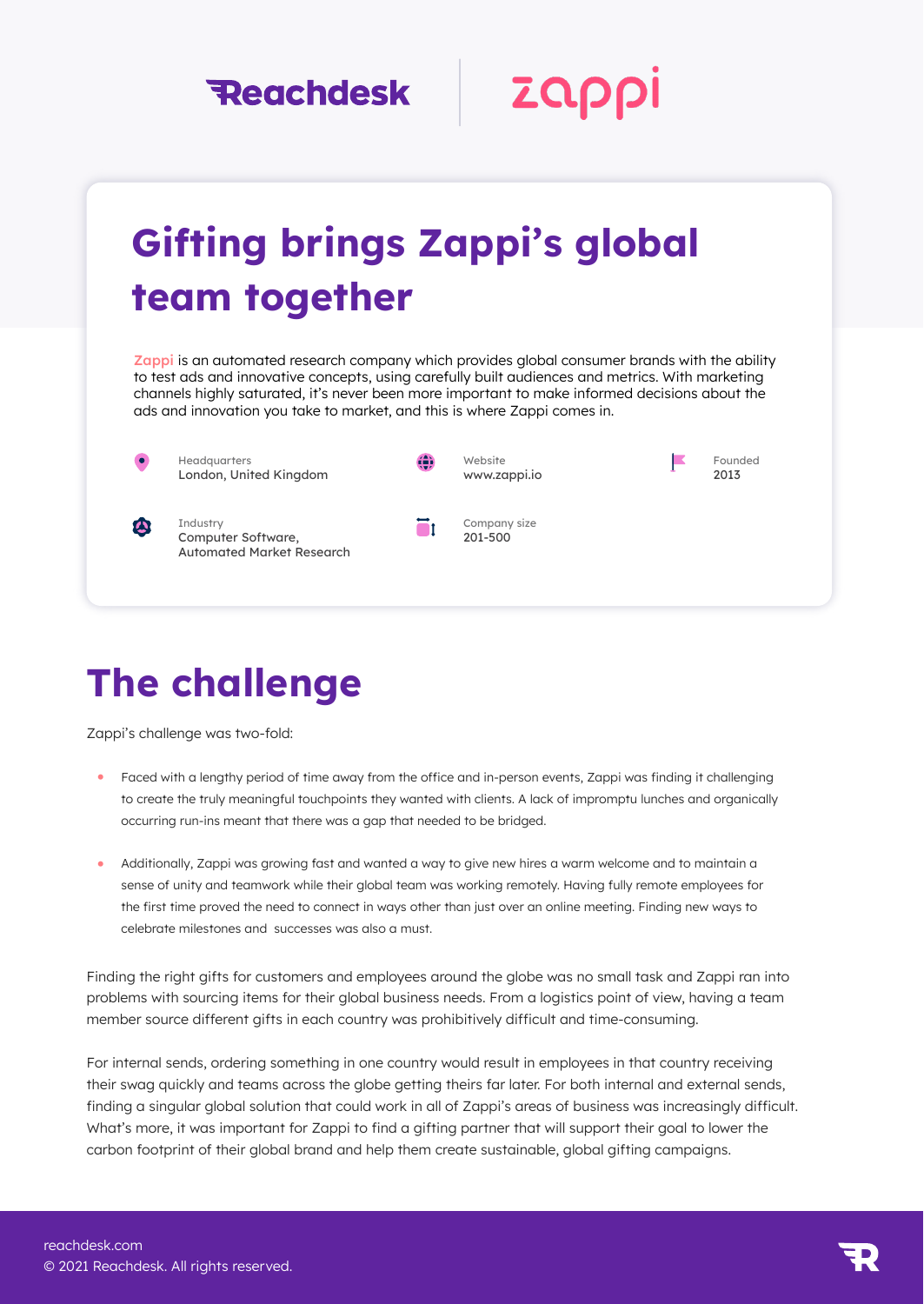Reachdesk | zappi

# Gifting brings Zappi's global team together

Zappi is an automated research company which provides global consumer brands with the ability to test ads and innovative concepts, using carefully built audiences and metrics. With marketing channels highly saturated, it's never been more important to make informed decisions about the ads and innovation you take to market, and this is where Zappi comes in.

Headquarters
London, United Kingdom

Website
www.zappi.io

Founded
2013

Industry
Computer Software, Automated Market Research

Company size
201-500

## The challenge

Zappi's challenge was two-fold:

- Faced with a lengthy period of time away from the office and in-person events, Zappi was finding it challenging to create the truly meaningful touchpoints they wanted with clients. A lack of impromptu lunches and organically occurring run-ins meant that there was a gap that needed to be bridged.
- Additionally, Zappi was growing fast and wanted a way to give new hires a warm welcome and to maintain a sense of unity and teamwork while their global team was working remotely. Having fully remote employees for the first time proved the need to connect in ways other than just over an online meeting. Finding new ways to celebrate milestones and successes was also a must.

Finding the right gifts for customers and employees around the globe was no small task and Zappi ran into problems with sourcing items for their global business needs. From a logistics point of view, having a team member source different gifts in each country was prohibitively difficult and time-consuming.

For internal sends, ordering something in one country would result in employees in that country receiving their swag quickly and teams across the globe getting theirs far later. For both internal and external sends, finding a singular global solution that could work in all of Zappi's areas of business was increasingly difficult. What's more, it was important for Zappi to find a gifting partner that will support their goal to lower the carbon footprint of their global brand and help them create sustainable, global gifting campaigns.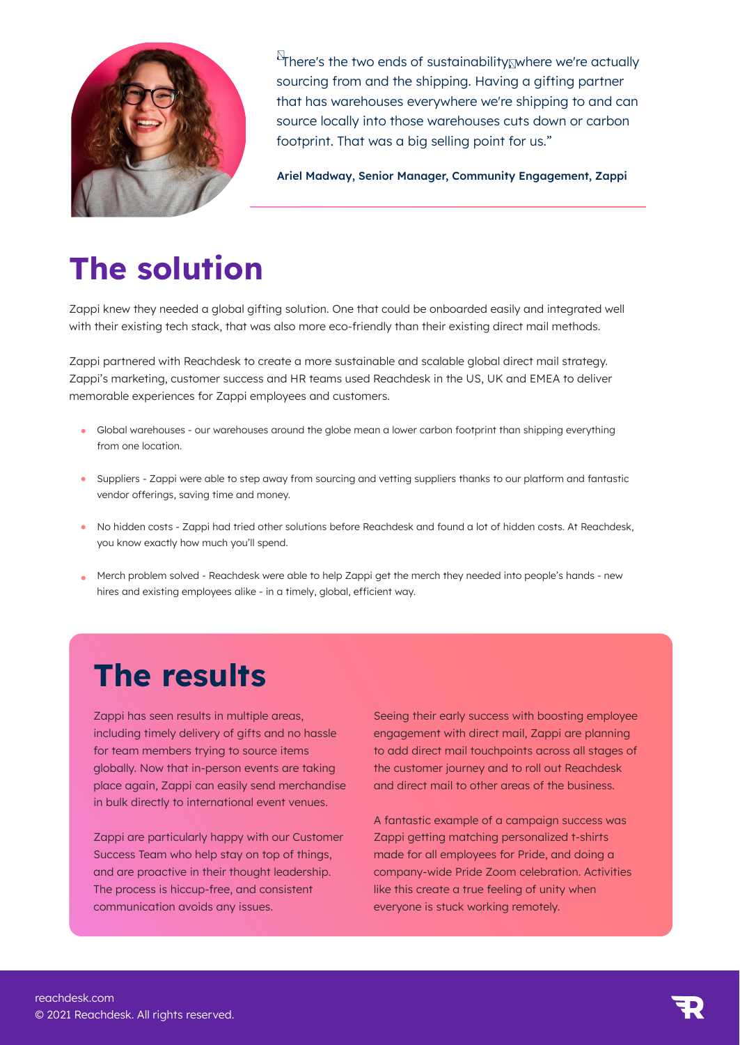"There's the two ends of sustainability, where we're actually sourcing from and the shipping. Having a gifting partner that has warehouses everywhere we're shipping to and can source locally into those warehouses cuts down or carbon footprint. That was a big selling point for us."

**Ariel Madway, Senior Manager, Community Engagement, Zappi**

# The solution

Zappi knew they needed a global gifting solution. One that could be onboarded easily and integrated well with their existing tech stack, that was also more eco-friendly than their existing direct mail methods.

Zappi partnered with Reachdesk to create a more sustainable and scalable global direct mail strategy. Zappi's marketing, customer success and HR teams used Reachdesk in the US, UK and EMEA to deliver memorable experiences for Zappi employees and customers.

- Global warehouses - our warehouses around the globe mean a lower carbon footprint than shipping everything from one location.
- Suppliers - Zappi were able to step away from sourcing and vetting suppliers thanks to our platform and fantastic vendor offerings, saving time and money.
- No hidden costs - Zappi had tried other solutions before Reachdesk and found a lot of hidden costs. At Reachdesk, you know exactly how much you'll spend.
- Merch problem solved - Reachdesk were able to help Zappi get the merch they needed into people's hands - new hires and existing employees alike - in a timely, global, efficient way.

# The results

Zappi has seen results in multiple areas, including timely delivery of gifts and no hassle for team members trying to source items globally. Now that in-person events are taking place again, Zappi can easily send merchandise in bulk directly to international event venues.

Zappi are particularly happy with our Customer Success Team who help stay on top of things, and are proactive in their thought leadership. The process is hiccup-free, and consistent communication avoids any issues.

Seeing their early success with boosting employee engagement with direct mail, Zappi are planning to add direct mail touchpoints across all stages of the customer journey and to roll out Reachdesk and direct mail to other areas of the business.

A fantastic example of a campaign success was Zappi getting matching personalized t-shirts made for all employees for Pride, and doing a company-wide Pride Zoom celebration. Activities like this create a true feeling of unity when everyone is stuck working remotely.

reachdesk.com
© 2021 Reachdesk. All rights reserved.